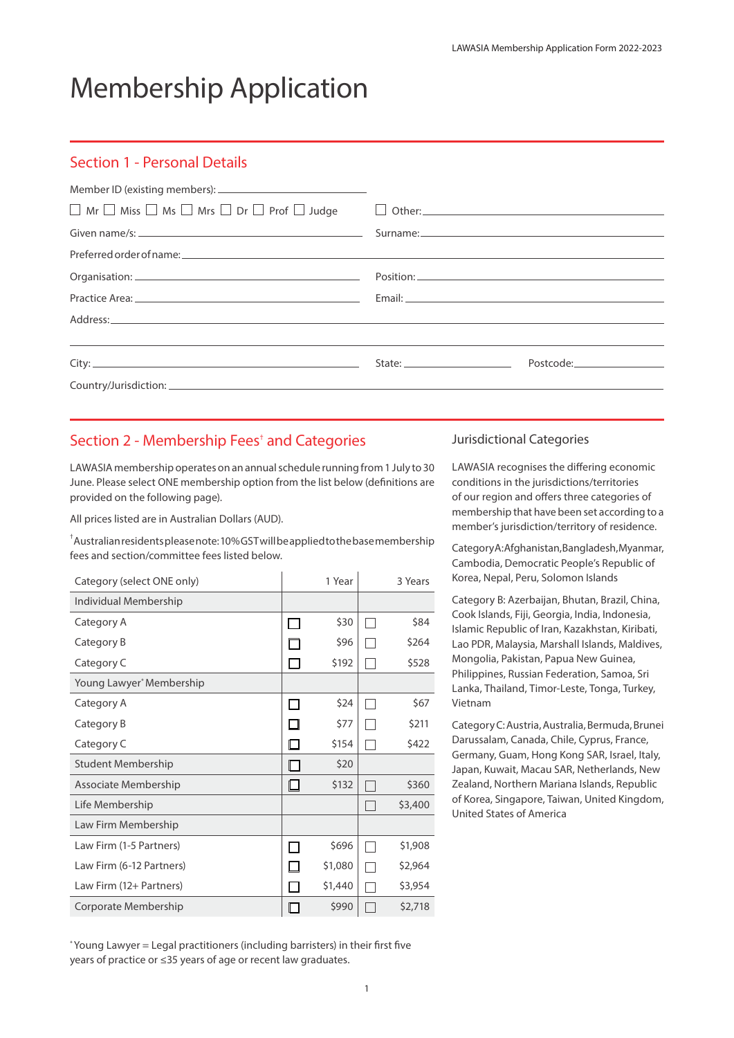# Membership Application

## Section 1 - Personal Details

Member ID (existing members): \_\_\_\_\_\_\_\_\_\_\_\_\_\_\_\_\_\_\_\_

☐ Mr ☐ Miss ☐ Ms ☐ Mrs ☐ Dr ☐ Prof ☐ Judge ☐ Other: \_\_\_\_\_\_\_\_\_\_\_\_\_\_\_\_\_\_\_\_

Given name/s: \_\_\_\_\_\_\_\_\_\_\_\_\_\_\_\_\_\_\_\_ Surname: \_\_\_\_\_\_\_\_\_\_\_\_\_\_\_\_\_\_\_\_

Preferred order of name: \_\_\_\_\_\_\_\_\_\_\_\_\_\_\_\_\_\_\_\_

Organisation: \_\_\_\_\_\_\_\_\_\_\_\_\_\_\_\_\_\_\_\_ Position: \_\_\_\_\_\_\_\_\_\_\_\_\_\_\_\_\_\_\_\_

Practice Area: \_\_\_\_\_\_\_\_\_\_\_\_\_\_\_\_\_\_\_\_ Email: \_\_\_\_\_\_\_\_\_\_\_\_\_\_\_\_\_\_\_\_

Address: \_\_\_\_\_\_\_\_\_\_\_\_\_\_\_\_\_\_\_\_

City: \_\_\_\_\_\_\_\_\_\_\_\_\_\_\_\_\_\_\_\_ State: \_\_\_\_\_\_\_\_\_\_ Postcode: \_\_\_\_\_\_\_\_\_\_

Country/Jurisdiction: \_\_\_\_\_\_\_\_\_\_\_\_\_\_\_\_\_\_\_\_

## Section 2 - Membership Fees† and Categories

LAWASIA membership operates on an annual schedule running from 1 July to 30 June. Please select ONE membership option from the list below (definitions are provided on the following page).

All prices listed are in Australian Dollars (AUD).

†Australian residents please note: 10% GST will be applied to the base membership fees and section/committee fees listed below.

| Category (select ONE only) | 1 Year | 3 Years |
|---|---|---|
| **Individual Membership** | | |
| Category A | ☐ $30 | ☐ $84 |
| Category B | ☐ $96 | ☐ $264 |
| Category C | ☐ $192 | ☐ $528 |
| **Young Lawyer* Membership** | | |
| Category A | ☐ $24 | ☐ $67 |
| Category B | ☐ $77 | ☐ $211 |
| Category C | ☐ $154 | ☐ $422 |
| **Student Membership** | ☐ $20 | |
| **Associate Membership** | ☐ $132 | ☐ $360 |
| **Life Membership** | | ☐ $3,400 |
| **Law Firm Membership** | | |
| Law Firm (1-5 Partners) | ☐ $696 | ☐ $1,908 |
| Law Firm (6-12 Partners) | ☐ $1,080 | ☐ $2,964 |
| Law Firm (12+ Partners) | ☐ $1,440 | ☐ $3,954 |
| **Corporate Membership** | ☐ $990 | ☐ $2,718 |

*Young Lawyer = Legal practitioners (including barristers) in their first five years of practice or ≤35 years of age or recent law graduates.

### Jurisdictional Categories

LAWASIA recognises the differing economic conditions in the jurisdictions/territories of our region and offers three categories of membership that have been set according to a member's jurisdiction/territory of residence.

Category A: Afghanistan, Bangladesh, Myanmar, Cambodia, Democratic People's Republic of Korea, Nepal, Peru, Solomon Islands

Category B: Azerbaijan, Bhutan, Brazil, China, Cook Islands, Fiji, Georgia, India, Indonesia, Islamic Republic of Iran, Kazakhstan, Kiribati, Lao PDR, Malaysia, Marshall Islands, Maldives, Mongolia, Pakistan, Papua New Guinea, Philippines, Russian Federation, Samoa, Sri Lanka, Thailand, Timor-Leste, Tonga, Turkey, Vietnam

Category C: Austria, Australia, Bermuda, Brunei Darussalam, Canada, Chile, Cyprus, France, Germany, Guam, Hong Kong SAR, Israel, Italy, Japan, Kuwait, Macau SAR, Netherlands, New Zealand, Northern Mariana Islands, Republic of Korea, Singapore, Taiwan, United Kingdom, United States of America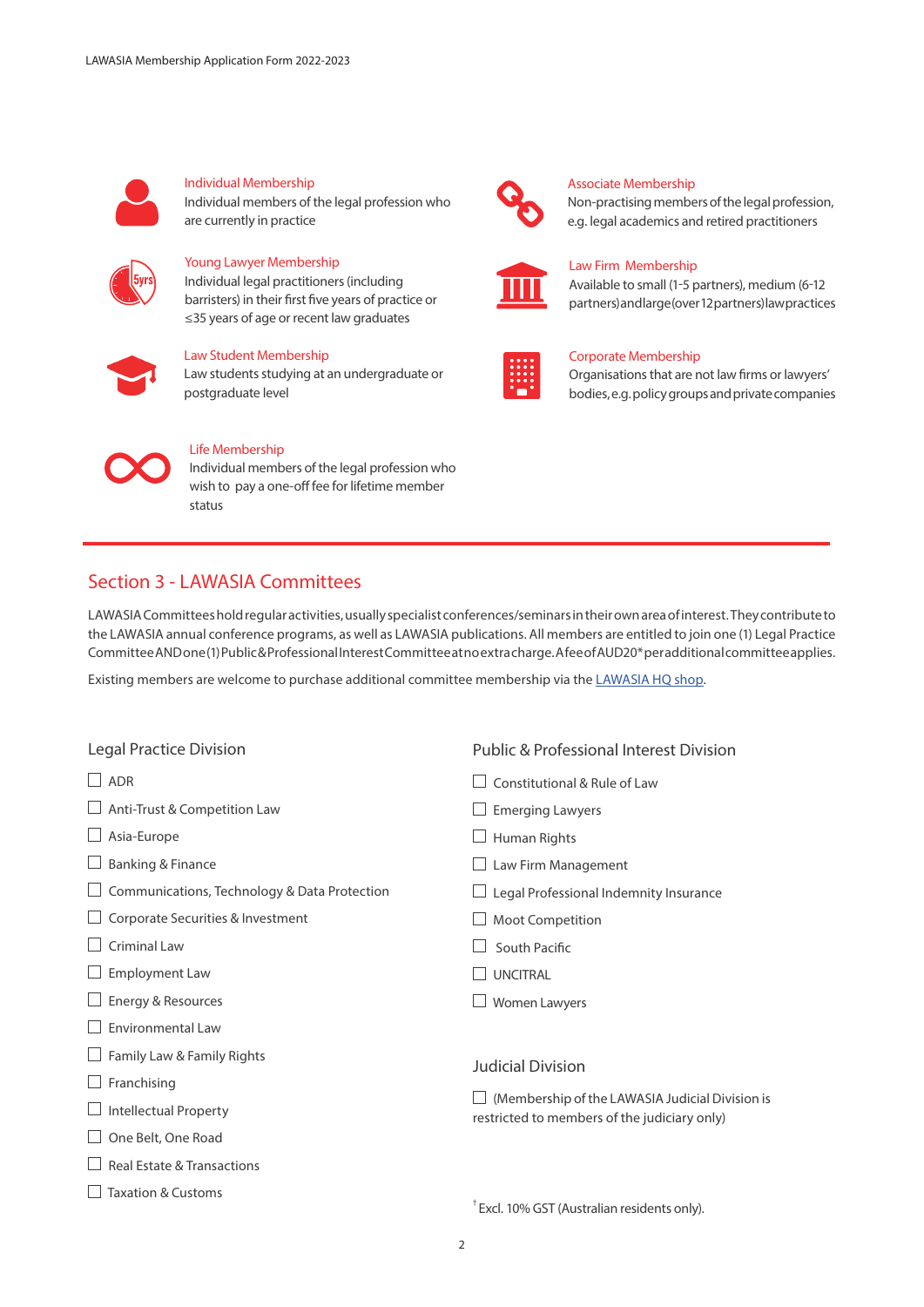**Individual Membership**
Individual members of the legal profession who are currently in practice

**Young Lawyer Membership**
Individual legal practitioners (including barristers) in their first five years of practice or ≤35 years of age or recent law graduates

**Law Student Membership**
Law students studying at an undergraduate or postgraduate level

**Life Membership**
Individual members of the legal profession who wish to pay a one-off fee for lifetime member status

**Associate Membership**
Non-practising members of the legal profession, e.g. legal academics and retired practitioners

**Law Firm Membership**
Available to small (1-5 partners), medium (6-12 partners) and large (over 12 partners) law practices

**Corporate Membership**
Organisations that are not law firms or lawyers' bodies, e.g. policy groups and private companies

## Section 3 - LAWASIA Committees

LAWASIA Committees hold regular activities, usually specialist conferences/seminars in their own area of interest. They contribute to the LAWASIA annual conference programs, as well as LAWASIA publications. All members are entitled to join one (1) Legal Practice Committee AND one (1) Public & Professional Interest Committee at no extra charge. A fee of AUD20* per additional committee applies.

Existing members are welcome to purchase additional committee membership via the [LAWASIA HQ shop](LAWASIA HQ shop).

### Legal Practice Division

- ☐ ADR
- ☐ Anti-Trust & Competition Law
- ☐ Asia-Europe
- ☐ Banking & Finance
- ☐ Communications, Technology & Data Protection
- ☐ Corporate Securities & Investment
- ☐ Criminal Law
- ☐ Employment Law
- ☐ Energy & Resources
- ☐ Environmental Law
- ☐ Family Law & Family Rights
- ☐ Franchising
- ☐ Intellectual Property
- ☐ One Belt, One Road
- ☐ Real Estate & Transactions
- ☐ Taxation & Customs

### Public & Professional Interest Division

- ☐ Constitutional & Rule of Law
- ☐ Emerging Lawyers
- ☐ Human Rights
- ☐ Law Firm Management
- ☐ Legal Professional Indemnity Insurance
- ☐ Moot Competition
- ☐ South Pacific
- ☐ UNCITRAL
- ☐ Women Lawyers

### Judicial Division

☐ (Membership of the LAWASIA Judicial Division is restricted to members of the judiciary only)

[†] Excl. 10% GST (Australian residents only).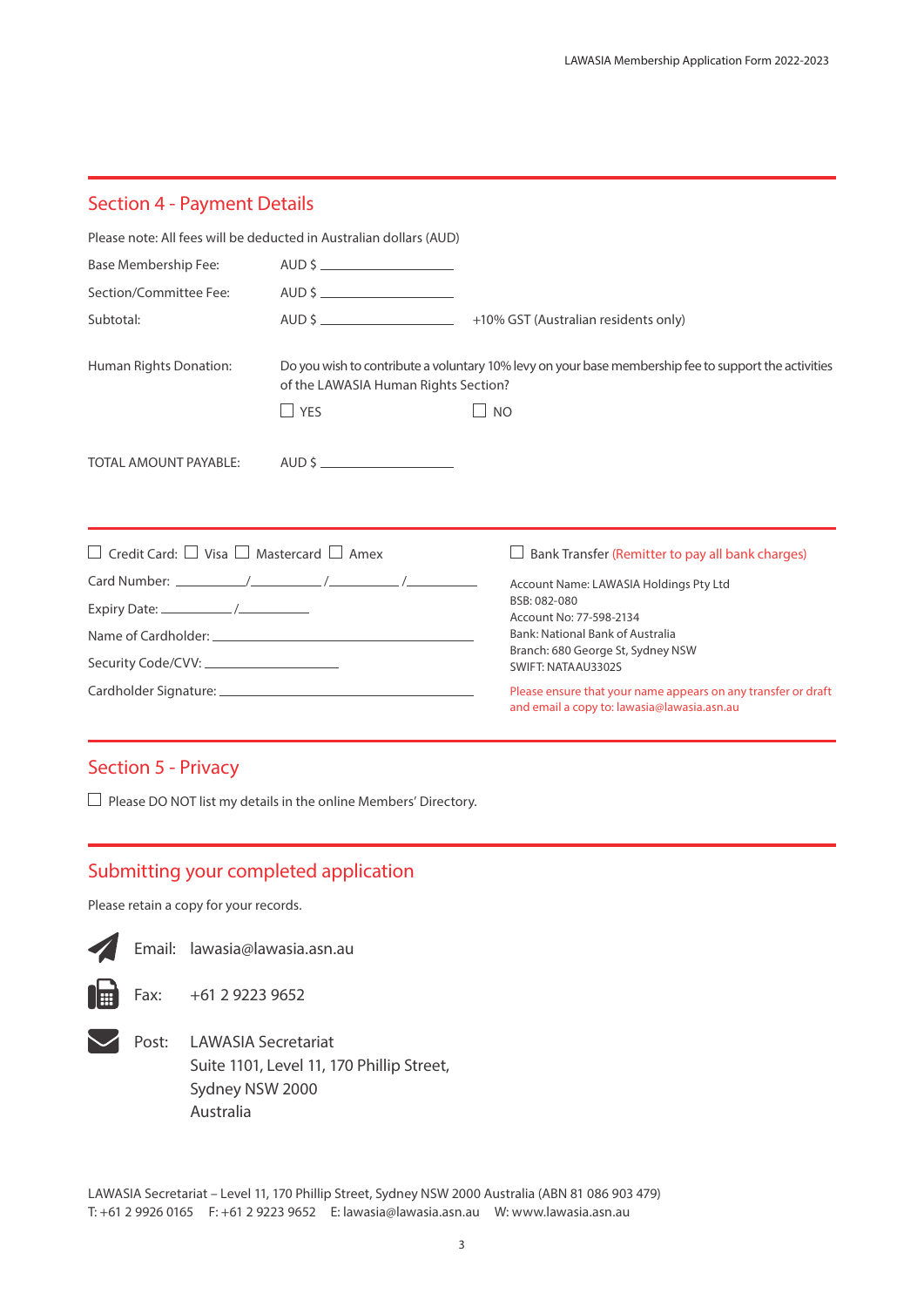## Section 4 - Payment Details

Please note: All fees will be deducted in Australian dollars (AUD)

Base Membership Fee: AUD $ ____________

Section/Committee Fee: AUD $ ____________

Subtotal: AUD $ ____________ +10% GST (Australian residents only)

Human Rights Donation: Do you wish to contribute a voluntary 10% levy on your base membership fee to support the activities of the LAWASIA Human Rights Section?

☐ YES ☐ NO

TOTAL AMOUNT PAYABLE: AUD $ ____________

☐ Credit Card: ☐ Visa ☐ Mastercard ☐ Amex

Card Number: ________/________/________/________

Expiry Date: ________/________

Name of Cardholder: ______________________

Security Code/CVV: ____________

Cardholder Signature: ______________________

☐ Bank Transfer (Remitter to pay all bank charges)

Account Name: LAWASIA Holdings Pty Ltd
BSB: 082-080
Account No: 77-598-2134
Bank: National Bank of Australia
Branch: 680 George St, Sydney NSW
SWIFT: NATAAU3302S

Please ensure that your name appears on any transfer or draft and email a copy to: lawasia@lawasia.asn.au

## Section 5 - Privacy

☐ Please DO NOT list my details in the online Members' Directory.

## Submitting your completed application

Please retain a copy for your records.

Email: lawasia@lawasia.asn.au

Fax: +61 2 9223 9652

Post: LAWASIA Secretariat
Suite 1101, Level 11, 170 Phillip Street,
Sydney NSW 2000
Australia

LAWASIA Secretariat – Level 11, 170 Phillip Street, Sydney NSW 2000 Australia (ABN 81 086 903 479)
T: +61 2 9926 0165 F: +61 2 9223 9652 E: lawasia@lawasia.asn.au W: www.lawasia.asn.au